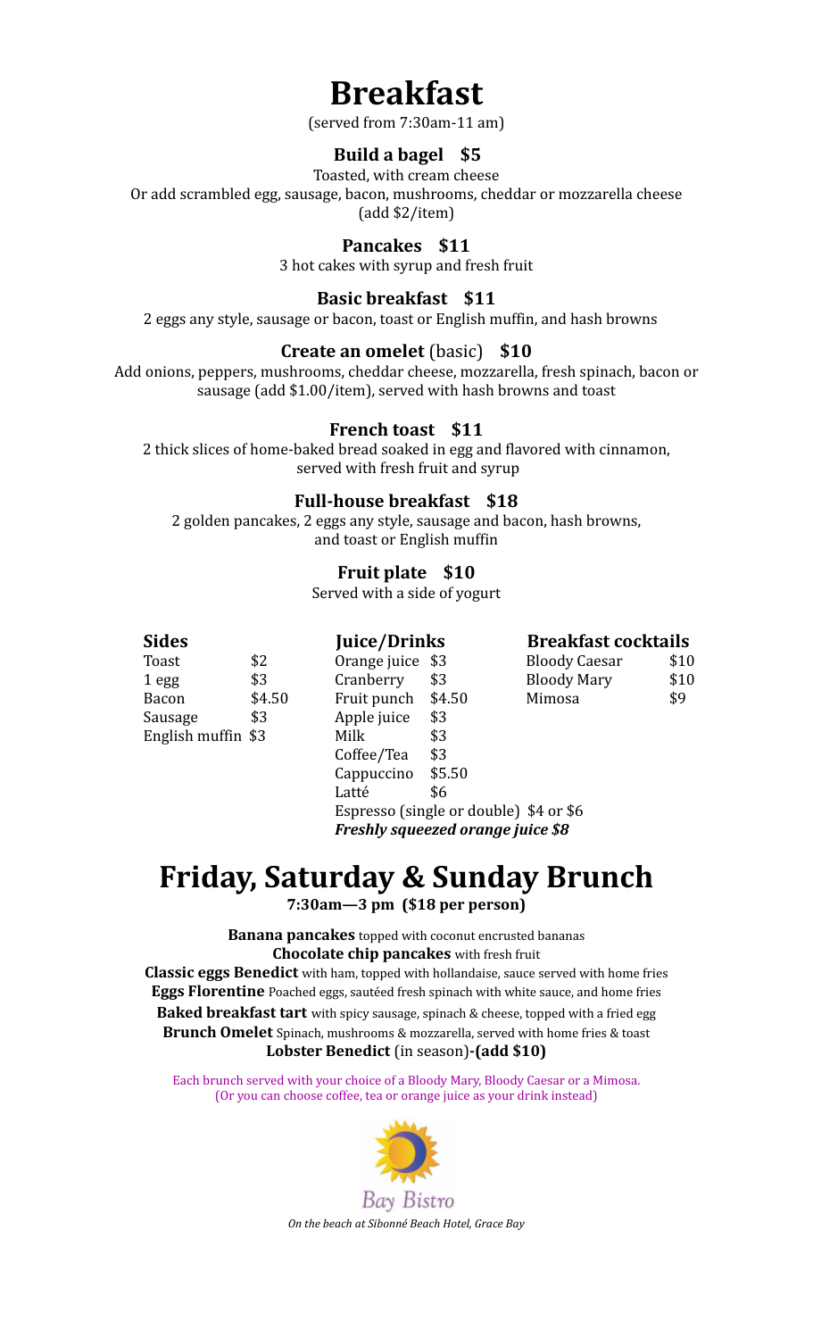# Breakfast

(served from 7:30am-11 am)

### Build a bagel $5

Toasted, with cream cheese
Or add scrambled egg, sausage, bacon, mushrooms, cheddar or mozzarella cheese (add $2/item)

### Pancakes $11

3 hot cakes with syrup and fresh fruit

### Basic breakfast $11

2 eggs any style, sausage or bacon, toast or English muffin, and hash browns

### Create an omelet (basic) $10

Add onions, peppers, mushrooms, cheddar cheese, mozzarella, fresh spinach, bacon or sausage (add $1.00/item), served with hash browns and toast

### French toast $11

2 thick slices of home-baked bread soaked in egg and flavored with cinnamon, served with fresh fruit and syrup

### Full-house breakfast $18

2 golden pancakes, 2 eggs any style, sausage and bacon, hash browns, and toast or English muffin

### Fruit plate $10

Served with a side of yogurt

### Sides

| Item | Price |
|---|---|
| Toast | $2 |
| 1 egg | $3 |
| Bacon | $4.50 |
| Sausage | $3 |
| English muffin | $3 |

### Juice/Drinks

| Item | Price |
|---|---|
| Orange juice | $3 |
| Cranberry | $3 |
| Fruit punch | $4.50 |
| Apple juice | $3 |
| Milk | $3 |
| Coffee/Tea | $3 |
| Cappuccino | $5.50 |
| Latté | $6 |
| Espresso (single or double) | $4 or $6 |
| ***Freshly squeezed orange juice*** | ***$8*** |

### Breakfast cocktails

| Item | Price |
|---|---|
| Bloody Caesar | $10 |
| Bloody Mary | $10 |
| Mimosa | $9 |

# Friday, Saturday & Sunday Brunch

**7:30am—3 pm ($18 per person)**

**Banana pancakes** topped with coconut encrusted bananas
**Chocolate chip pancakes** with fresh fruit
**Classic eggs Benedict** with ham, topped with hollandaise, sauce served with home fries
**Eggs Florentine** Poached eggs, sautéed fresh spinach with white sauce, and home fries
**Baked breakfast tart** with spicy sausage, spinach & cheese, topped with a fried egg
**Brunch Omelet** Spinach, mushrooms & mozzarella, served with home fries & toast
**Lobster Benedict** (in season)**-(add $10)**

Each brunch served with your choice of a Bloody Mary, Bloody Caesar or a Mimosa.
(Or you can choose coffee, tea or orange juice as your drink instead)

Bay Bistro

*On the beach at Sibonné Beach Hotel, Grace Bay*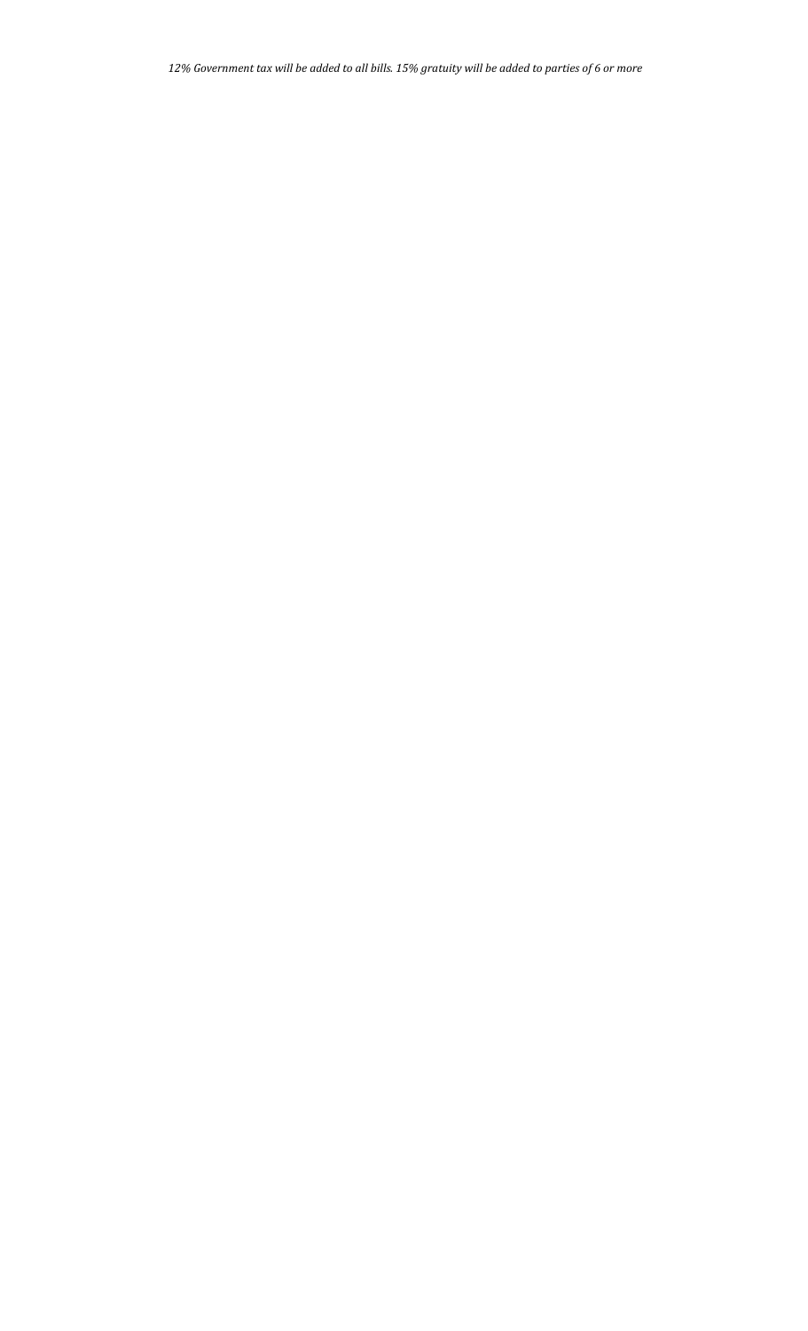*12% Government tax will be added to all bills. 15% gratuity will be added to parties of 6 or more*